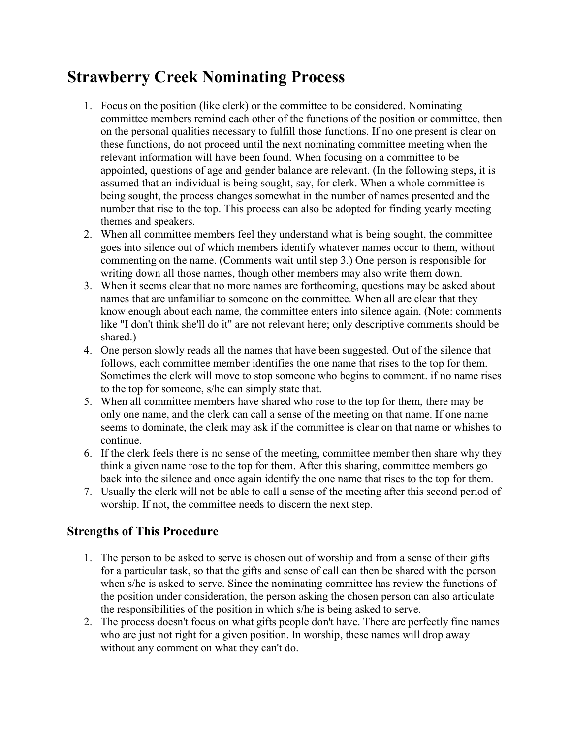# Strawberry Creek Nominating Process

1. Focus on the position (like clerk) or the committee to be considered. Nominating committee members remind each other of the functions of the position or committee, then on the personal qualities necessary to fulfill those functions. If no one present is clear on these functions, do not proceed until the next nominating committee meeting when the relevant information will have been found. When focusing on a committee to be appointed, questions of age and gender balance are relevant. (In the following steps, it is assumed that an individual is being sought, say, for clerk. When a whole committee is being sought, the process changes somewhat in the number of names presented and the number that rise to the top. This process can also be adopted for finding yearly meeting themes and speakers.
2. When all committee members feel they understand what is being sought, the committee goes into silence out of which members identify whatever names occur to them, without commenting on the name. (Comments wait until step 3.) One person is responsible for writing down all those names, though other members may also write them down.
3. When it seems clear that no more names are forthcoming, questions may be asked about names that are unfamiliar to someone on the committee. When all are clear that they know enough about each name, the committee enters into silence again. (Note: comments like "I don't think she'll do it" are not relevant here; only descriptive comments should be shared.)
4. One person slowly reads all the names that have been suggested. Out of the silence that follows, each committee member identifies the one name that rises to the top for them. Sometimes the clerk will move to stop someone who begins to comment. if no name rises to the top for someone, s/he can simply state that.
5. When all committee members have shared who rose to the top for them, there may be only one name, and the clerk can call a sense of the meeting on that name. If one name seems to dominate, the clerk may ask if the committee is clear on that name or whishes to continue.
6. If the clerk feels there is no sense of the meeting, committee member then share why they think a given name rose to the top for them. After this sharing, committee members go back into the silence and once again identify the one name that rises to the top for them.
7. Usually the clerk will not be able to call a sense of the meeting after this second period of worship. If not, the committee needs to discern the next step.

## Strengths of This Procedure

1. The person to be asked to serve is chosen out of worship and from a sense of their gifts for a particular task, so that the gifts and sense of call can then be shared with the person when s/he is asked to serve. Since the nominating committee has review the functions of the position under consideration, the person asking the chosen person can also articulate the responsibilities of the position in which s/he is being asked to serve.
2. The process doesn't focus on what gifts people don't have. There are perfectly fine names who are just not right for a given position. In worship, these names will drop away without any comment on what they can't do.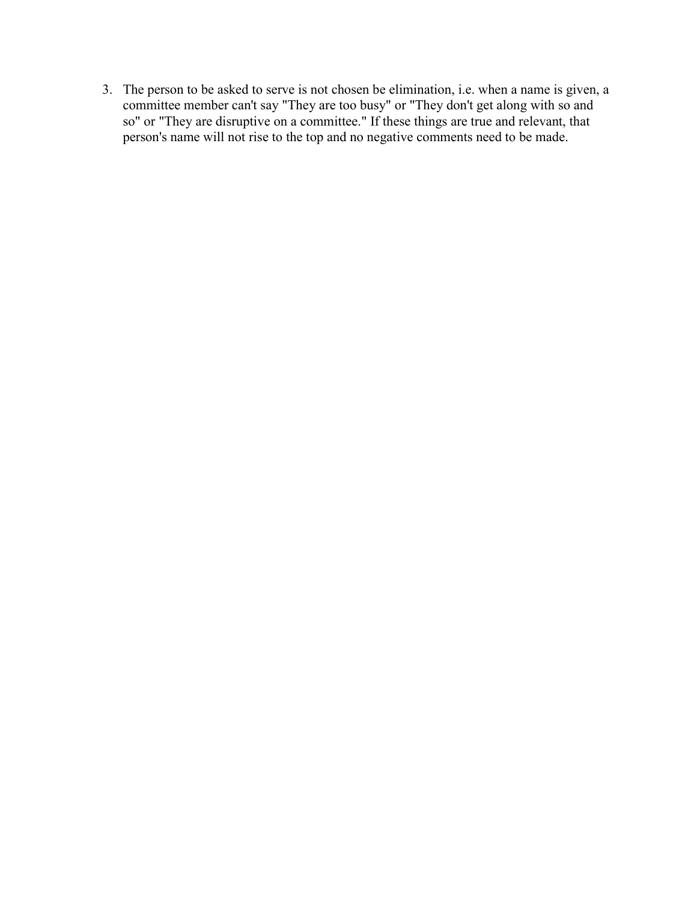3. The person to be asked to serve is not chosen be elimination, i.e. when a name is given, a committee member can't say "They are too busy" or "They don't get along with so and so" or "They are disruptive on a committee." If these things are true and relevant, that person's name will not rise to the top and no negative comments need to be made.